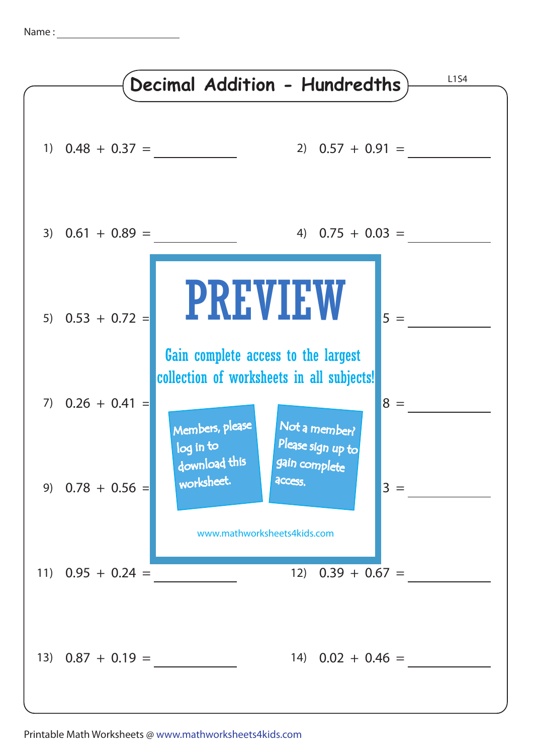Name : ____________________

# Decimal Addition - Hundredths

L1S4

1) 0.48 + 0.37 = ________

2) 0.57 + 0.91 = ________

3) 0.61 + 0.89 = ________

4) 0.75 + 0.03 = ________

5) 0.53 + 0.72 = ________

6) 5 = ________

7) 0.26 + 0.41 = ________

8) 8 = ________

9) 0.78 + 0.56 = ________

10) 3 = ________

11) 0.95 + 0.24 = ________

12) 0.39 + 0.67 = ________

13) 0.87 + 0.19 = ________

14) 0.02 + 0.46 = ________

**PREVIEW**

Gain complete access to the largest collection of worksheets in all subjects!

Members, please log in to download this worksheet.

Not a member? Please sign up to gain complete access.

www.mathworksheets4kids.com

Printable Math Worksheets @ www.mathworksheets4kids.com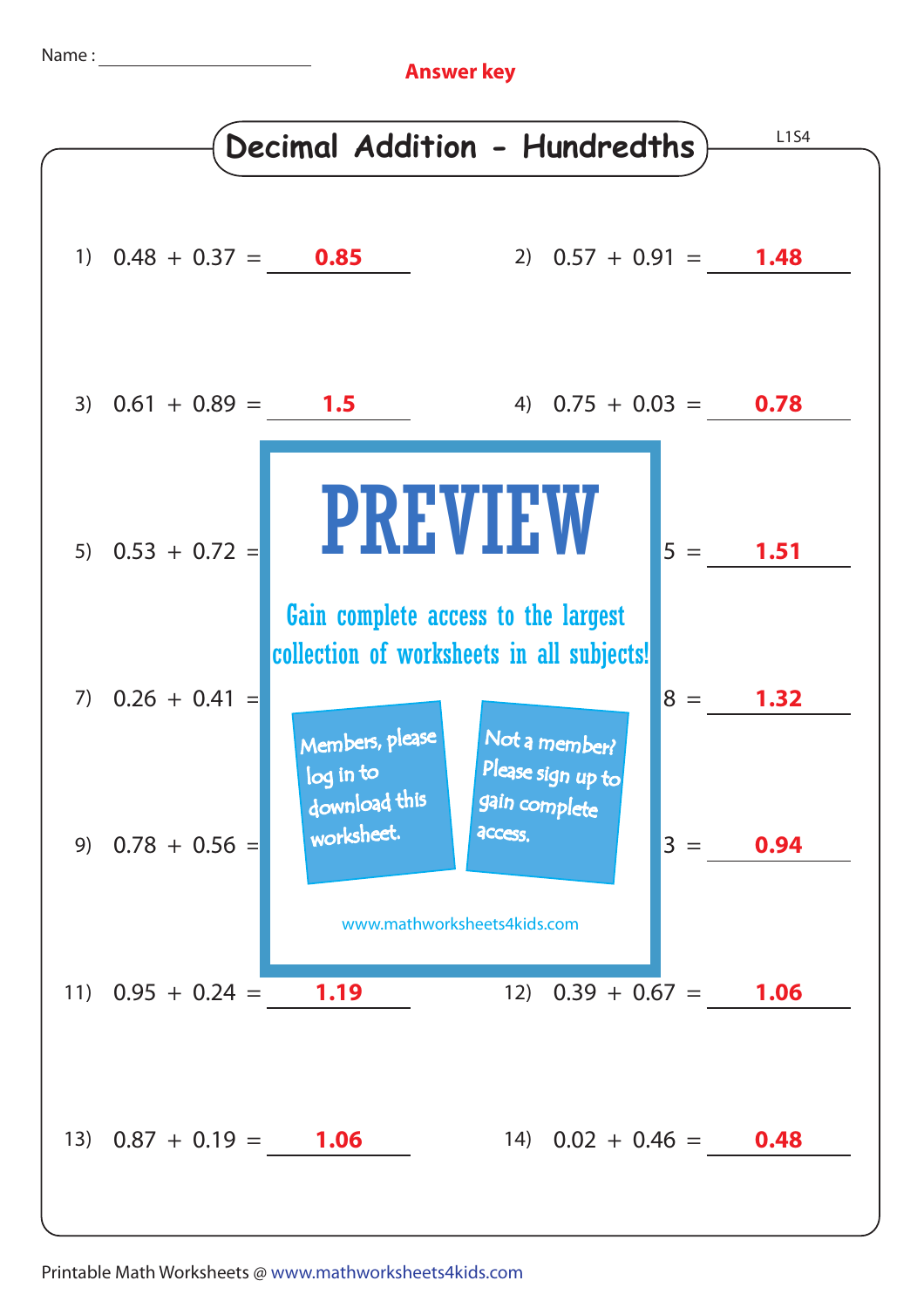Name : ____________________

**Answer key**

# Decimal Addition - Hundredths

L1S4

1) $0.48 + 0.37 =$ **0.85**

2) $0.57 + 0.91 =$ **1.48**

3) $0.61 + 0.89 =$ **1.5**

4) $0.75 + 0.03 =$ **0.78**

5) $0.53 + 0.72 =$

6) ...5 = **1.51**

7) $0.26 + 0.41 =$

8) ...8 = **1.32**

9) $0.78 + 0.56 =$

10) ...3 = **0.94**

PREVIEW

Gain complete access to the largest collection of worksheets in all subjects!

Members, please log in to download this worksheet.

Not a member? Please sign up to gain complete access.

www.mathworksheets4kids.com

11) $0.95 + 0.24 =$ **1.19**

12) $0.39 + 0.67 =$ **1.06**

13) $0.87 + 0.19 =$ **1.06**

14) $0.02 + 0.46 =$ **0.48**

Printable Math Worksheets @ www.mathworksheets4kids.com